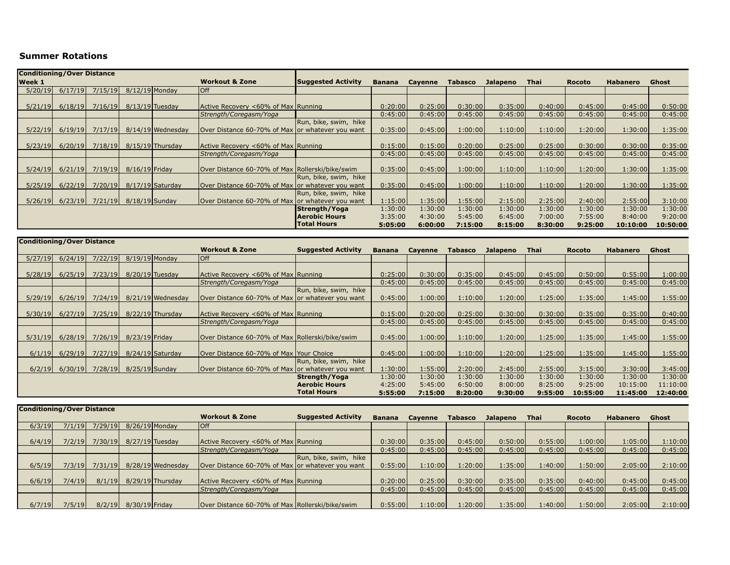**Summer Rotations**

| Conditioning/Over Distance | | | | | | | | | | | | | | |
|---|---|---|---|---|---|---|---|---|---|---|---|---|---|---|
| Week 1 | | | | | Workout & Zone | Suggested Activity | Banana | Cayenne | Tabasco | Jalapeno | Thai | Rocoto | Habanero | Ghost |
| 5/20/19 | 6/17/19 | 7/15/19 | 8/12/19 | Monday | Off | | | | | | | | | |
| 5/21/19 | 6/18/19 | 7/16/19 | 8/13/19 | Tuesday | Active Recovery <60% of Max | Running | 0:20:00 | 0:25:00 | 0:30:00 | 0:35:00 | 0:40:00 | 0:45:00 | 0:45:00 | 0:50:00 |
| | | | | | *Strength/Coregasm/Yoga* | | 0:45:00 | 0:45:00 | 0:45:00 | 0:45:00 | 0:45:00 | 0:45:00 | 0:45:00 | 0:45:00 |
| 5/22/19 | 6/19/19 | 7/17/19 | 8/14/19 | Wednesday | Over Distance 60-70% of Max | Run, bike, swim, hike or whatever you want | 0:35:00 | 0:45:00 | 1:00:00 | 1:10:00 | 1:10:00 | 1:20:00 | 1:30:00 | 1:35:00 |
| 5/23/19 | 6/20/19 | 7/18/19 | 8/15/19 | Thursday | Active Recovery <60% of Max | Running | 0:15:00 | 0:15:00 | 0:20:00 | 0:25:00 | 0:25:00 | 0:30:00 | 0:30:00 | 0:35:00 |
| | | | | | *Strength/Coregasm/Yoga* | | 0:45:00 | 0:45:00 | 0:45:00 | 0:45:00 | 0:45:00 | 0:45:00 | 0:45:00 | 0:45:00 |
| 5/24/19 | 6/21/19 | 7/19/19 | 8/16/19 | Friday | Over Distance 60-70% of Max | Rollerski/bike/swim | 0:35:00 | 0:45:00 | 1:00:00 | 1:10:00 | 1:10:00 | 1:20:00 | 1:30:00 | 1:35:00 |
| 5/25/19 | 6/22/19 | 7/20/19 | 8/17/19 | Saturday | Over Distance 60-70% of Max | Run, bike, swim, hike or whatever you want | 0:35:00 | 0:45:00 | 1:00:00 | 1:10:00 | 1:10:00 | 1:20:00 | 1:30:00 | 1:35:00 |
| 5/26/19 | 6/23/19 | 7/21/19 | 8/18/19 | Sunday | Over Distance 60-70% of Max | Run, bike, swim, hike or whatever you want | 1:15:00 | 1:35:00 | 1:55:00 | 2:15:00 | 2:25:00 | 2:40:00 | 2:55:00 | 3:10:00 |
| | | | | | | **Strength/Yoga** | 1:30:00 | 1:30:00 | 1:30:00 | 1:30:00 | 1:30:00 | 1:30:00 | 1:30:00 | 1:30:00 |
| | | | | | | **Aerobic Hours** | 3:35:00 | 4:30:00 | 5:45:00 | 6:45:00 | 7:00:00 | 7:55:00 | 8:40:00 | 9:20:00 |
| | | | | | | **Total Hours** | **5:05:00** | **6:00:00** | **7:15:00** | **8:15:00** | **8:30:00** | **9:25:00** | **10:10:00** | **10:50:00** |

| Conditioning/Over Distance | | | | | | | | | | | | | | |
|---|---|---|---|---|---|---|---|---|---|---|---|---|---|---|
| | | | | | Workout & Zone | Suggested Activity | Banana | Cayenne | Tabasco | Jalapeno | Thai | Rocoto | Habanero | Ghost |
| 5/27/19 | 6/24/19 | 7/22/19 | 8/19/19 | Monday | Off | | | | | | | | | |
| 5/28/19 | 6/25/19 | 7/23/19 | 8/20/19 | Tuesday | Active Recovery <60% of Max | Running | 0:25:00 | 0:30:00 | 0:35:00 | 0:45:00 | 0:45:00 | 0:50:00 | 0:55:00 | 1:00:00 |
| | | | | | *Strength/Coregasm/Yoga* | | 0:45:00 | 0:45:00 | 0:45:00 | 0:45:00 | 0:45:00 | 0:45:00 | 0:45:00 | 0:45:00 |
| 5/29/19 | 6/26/19 | 7/24/19 | 8/21/19 | Wednesday | Over Distance 60-70% of Max | Run, bike, swim, hike or whatever you want | 0:45:00 | 1:00:00 | 1:10:00 | 1:20:00 | 1:25:00 | 1:35:00 | 1:45:00 | 1:55:00 |
| 5/30/19 | 6/27/19 | 7/25/19 | 8/22/19 | Thursday | Active Recovery <60% of Max | Running | 0:15:00 | 0:20:00 | 0:25:00 | 0:30:00 | 0:30:00 | 0:35:00 | 0:35:00 | 0:40:00 |
| | | | | | *Strength/Coregasm/Yoga* | | 0:45:00 | 0:45:00 | 0:45:00 | 0:45:00 | 0:45:00 | 0:45:00 | 0:45:00 | 0:45:00 |
| 5/31/19 | 6/28/19 | 7/26/19 | 8/23/19 | Friday | Over Distance 60-70% of Max | Rollerski/bike/swim | 0:45:00 | 1:00:00 | 1:10:00 | 1:20:00 | 1:25:00 | 1:35:00 | 1:45:00 | 1:55:00 |
| 6/1/19 | 6/29/19 | 7/27/19 | 8/24/19 | Saturday | Over Distance 60-70% of Max | Your Choice | 0:45:00 | 1:00:00 | 1:10:00 | 1:20:00 | 1:25:00 | 1:35:00 | 1:45:00 | 1:55:00 |
| 6/2/19 | 6/30/19 | 7/28/19 | 8/25/19 | Sunday | Over Distance 60-70% of Max | Run, bike, swim, hike or whatever you want | 1:30:00 | 1:55:00 | 2:20:00 | 2:45:00 | 2:55:00 | 3:15:00 | 3:30:00 | 3:45:00 |
| | | | | | | **Strength/Yoga** | 1:30:00 | 1:30:00 | 1:30:00 | 1:30:00 | 1:30:00 | 1:30:00 | 1:30:00 | 1:30:00 |
| | | | | | | **Aerobic Hours** | 4:25:00 | 5:45:00 | 6:50:00 | 8:00:00 | 8:25:00 | 9:25:00 | 10:15:00 | 11:10:00 |
| | | | | | | **Total Hours** | **5:55:00** | **7:15:00** | **8:20:00** | **9:30:00** | **9:55:00** | **10:55:00** | **11:45:00** | **12:40:00** |

| Conditioning/Over Distance | | | | | | | | | | | | | | |
|---|---|---|---|---|---|---|---|---|---|---|---|---|---|---|
| | | | | | Workout & Zone | Suggested Activity | Banana | Cayenne | Tabasco | Jalapeno | Thai | Rocoto | Habanero | Ghost |
| 6/3/19 | 7/1/19 | 7/29/19 | 8/26/19 | Monday | Off | | | | | | | | | |
| 6/4/19 | 7/2/19 | 7/30/19 | 8/27/19 | Tuesday | Active Recovery <60% of Max | Running | 0:30:00 | 0:35:00 | 0:45:00 | 0:50:00 | 0:55:00 | 1:00:00 | 1:05:00 | 1:10:00 |
| | | | | | *Strength/Coregasm/Yoga* | | 0:45:00 | 0:45:00 | 0:45:00 | 0:45:00 | 0:45:00 | 0:45:00 | 0:45:00 | 0:45:00 |
| 6/5/19 | 7/3/19 | 7/31/19 | 8/28/19 | Wednesday | Over Distance 60-70% of Max | Run, bike, swim, hike or whatever you want | 0:55:00 | 1:10:00 | 1:20:00 | 1:35:00 | 1:40:00 | 1:50:00 | 2:05:00 | 2:10:00 |
| 6/6/19 | 7/4/19 | 8/1/19 | 8/29/19 | Thursday | Active Recovery <60% of Max | Running | 0:20:00 | 0:25:00 | 0:30:00 | 0:35:00 | 0:35:00 | 0:40:00 | 0:45:00 | 0:45:00 |
| | | | | | *Strength/Coregasm/Yoga* | | 0:45:00 | 0:45:00 | 0:45:00 | 0:45:00 | 0:45:00 | 0:45:00 | 0:45:00 | 0:45:00 |
| 6/7/19 | 7/5/19 | 8/2/19 | 8/30/19 | Friday | Over Distance 60-70% of Max | Rollerski/bike/swim | 0:55:00 | 1:10:00 | 1:20:00 | 1:35:00 | 1:40:00 | 1:50:00 | 2:05:00 | 2:10:00 |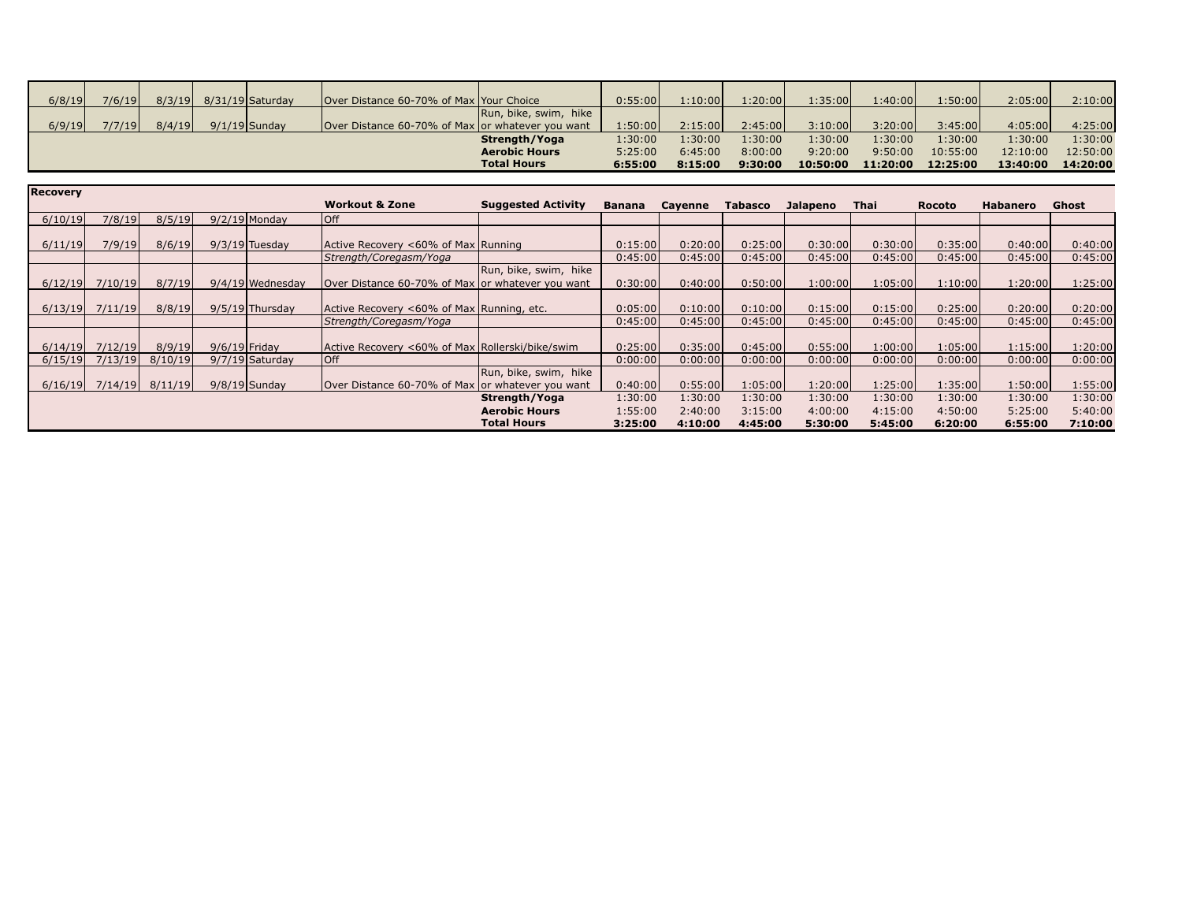| | | | | | | | | | | | | | | | |
|---|---|---|---|---|---|---|---|---|---|---|---|---|---|---|---|
| 6/8/19 | 7/6/19 | 8/3/19 | 8/31/19 | Saturday | Over Distance 60-70% of Max | Your Choice | 0:55:00 | 1:10:00 | 1:20:00 | 1:35:00 | 1:40:00 | 1:50:00 | 2:05:00 | 2:10:00 |
| 6/9/19 | 7/7/19 | 8/4/19 | 9/1/19 | Sunday | Over Distance 60-70% of Max | Run, bike, swim, hike or whatever you want | 1:50:00 | 2:15:00 | 2:45:00 | 3:10:00 | 3:20:00 | 3:45:00 | 4:05:00 | 4:25:00 |
| | | | | | | **Strength/Yoga** | 1:30:00 | 1:30:00 | 1:30:00 | 1:30:00 | 1:30:00 | 1:30:00 | 1:30:00 | 1:30:00 |
| | | | | | | **Aerobic Hours** | 5:25:00 | 6:45:00 | 8:00:00 | 9:20:00 | 9:50:00 | 10:55:00 | 12:10:00 | 12:50:00 |
| | | | | | | **Total Hours** | **6:55:00** | **8:15:00** | **9:30:00** | **10:50:00** | **11:20:00** | **12:25:00** | **13:40:00** | **14:20:00** |

**Recovery**

| | | | | | Workout & Zone | Suggested Activity | Banana | Cayenne | Tabasco | Jalapeno | Thai | Rocoto | Habanero | Ghost |
|---|---|---|---|---|---|---|---|---|---|---|---|---|---|---|
| 6/10/19 | 7/8/19 | 8/5/19 | 9/2/19 | Monday | Off | | | | | | | | | |
| 6/11/19 | 7/9/19 | 8/6/19 | 9/3/19 | Tuesday | Active Recovery <60% of Max | Running | 0:15:00 | 0:20:00 | 0:25:00 | 0:30:00 | 0:30:00 | 0:35:00 | 0:40:00 | 0:40:00 |
| | | | | | *Strength/Coregasm/Yoga* | | 0:45:00 | 0:45:00 | 0:45:00 | 0:45:00 | 0:45:00 | 0:45:00 | 0:45:00 | 0:45:00 |
| 6/12/19 | 7/10/19 | 8/7/19 | 9/4/19 | Wednesday | Over Distance 60-70% of Max | Run, bike, swim, hike or whatever you want | 0:30:00 | 0:40:00 | 0:50:00 | 1:00:00 | 1:05:00 | 1:10:00 | 1:20:00 | 1:25:00 |
| 6/13/19 | 7/11/19 | 8/8/19 | 9/5/19 | Thursday | Active Recovery <60% of Max | Running, etc. | 0:05:00 | 0:10:00 | 0:10:00 | 0:15:00 | 0:15:00 | 0:25:00 | 0:20:00 | 0:20:00 |
| | | | | | *Strength/Coregasm/Yoga* | | 0:45:00 | 0:45:00 | 0:45:00 | 0:45:00 | 0:45:00 | 0:45:00 | 0:45:00 | 0:45:00 |
| 6/14/19 | 7/12/19 | 8/9/19 | 9/6/19 | Friday | Active Recovery <60% of Max | Rollerski/bike/swim | 0:25:00 | 0:35:00 | 0:45:00 | 0:55:00 | 1:00:00 | 1:05:00 | 1:15:00 | 1:20:00 |
| 6/15/19 | 7/13/19 | 8/10/19 | 9/7/19 | Saturday | Off | | 0:00:00 | 0:00:00 | 0:00:00 | 0:00:00 | 0:00:00 | 0:00:00 | 0:00:00 | 0:00:00 |
| 6/16/19 | 7/14/19 | 8/11/19 | 9/8/19 | Sunday | Over Distance 60-70% of Max | Run, bike, swim, hike or whatever you want | 0:40:00 | 0:55:00 | 1:05:00 | 1:20:00 | 1:25:00 | 1:35:00 | 1:50:00 | 1:55:00 |
| | | | | | | **Strength/Yoga** | 1:30:00 | 1:30:00 | 1:30:00 | 1:30:00 | 1:30:00 | 1:30:00 | 1:30:00 | 1:30:00 |
| | | | | | | **Aerobic Hours** | 1:55:00 | 2:40:00 | 3:15:00 | 4:00:00 | 4:15:00 | 4:50:00 | 5:25:00 | 5:40:00 |
| | | | | | | **Total Hours** | **3:25:00** | **4:10:00** | **4:45:00** | **5:30:00** | **5:45:00** | **6:20:00** | **6:55:00** | **7:10:00** |